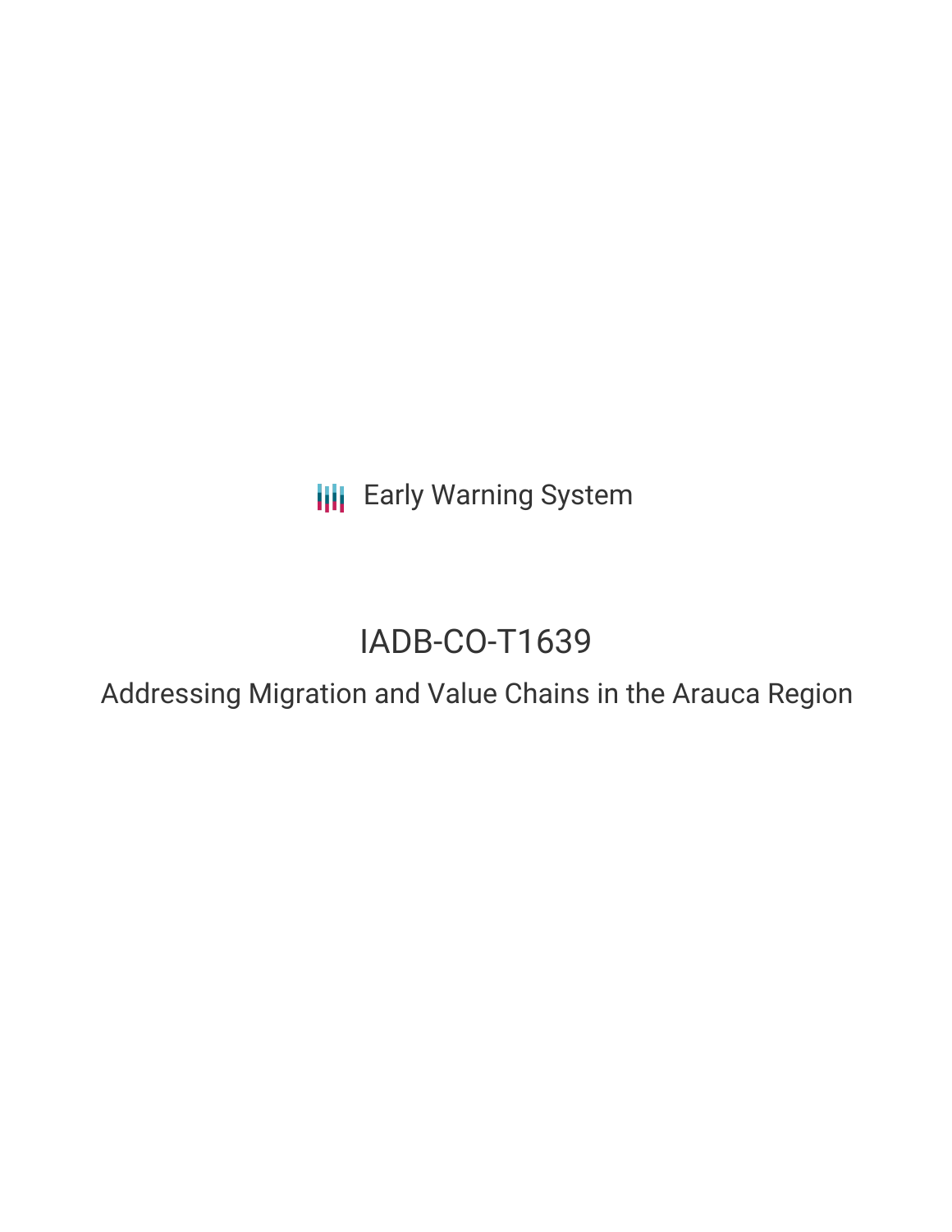Early Warning System

# IADB-CO-T1639

## Addressing Migration and Value Chains in the Arauca Region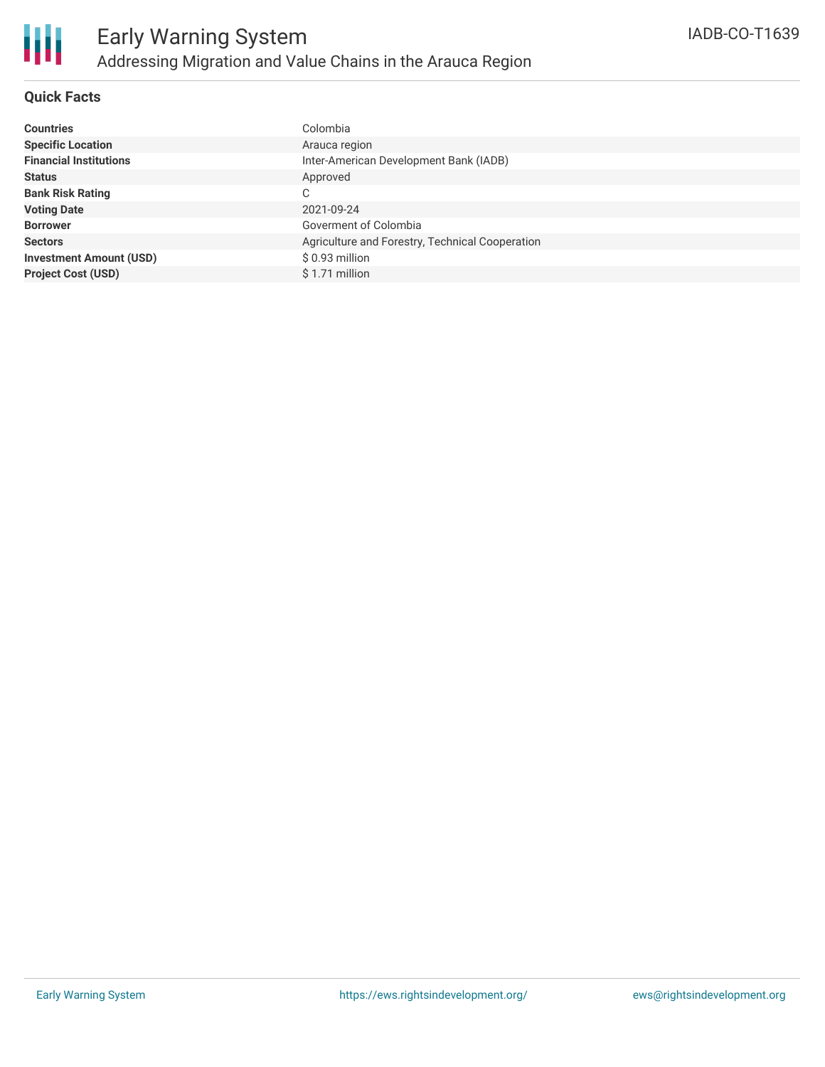# Early Warning System

## Addressing Migration and Value Chains in the Arauca Region

IADB-CO-T1639

### Quick Facts

| | |
|---|---|
| **Countries** | Colombia |
| **Specific Location** | Arauca region |
| **Financial Institutions** | Inter-American Development Bank (IADB) |
| **Status** | Approved |
| **Bank Risk Rating** | C |
| **Voting Date** | 2021-09-24 |
| **Borrower** | Goverment of Colombia |
| **Sectors** | Agriculture and Forestry, Technical Cooperation |
| **Investment Amount (USD)** | $ 0.93 million |
| **Project Cost (USD)** | $ 1.71 million |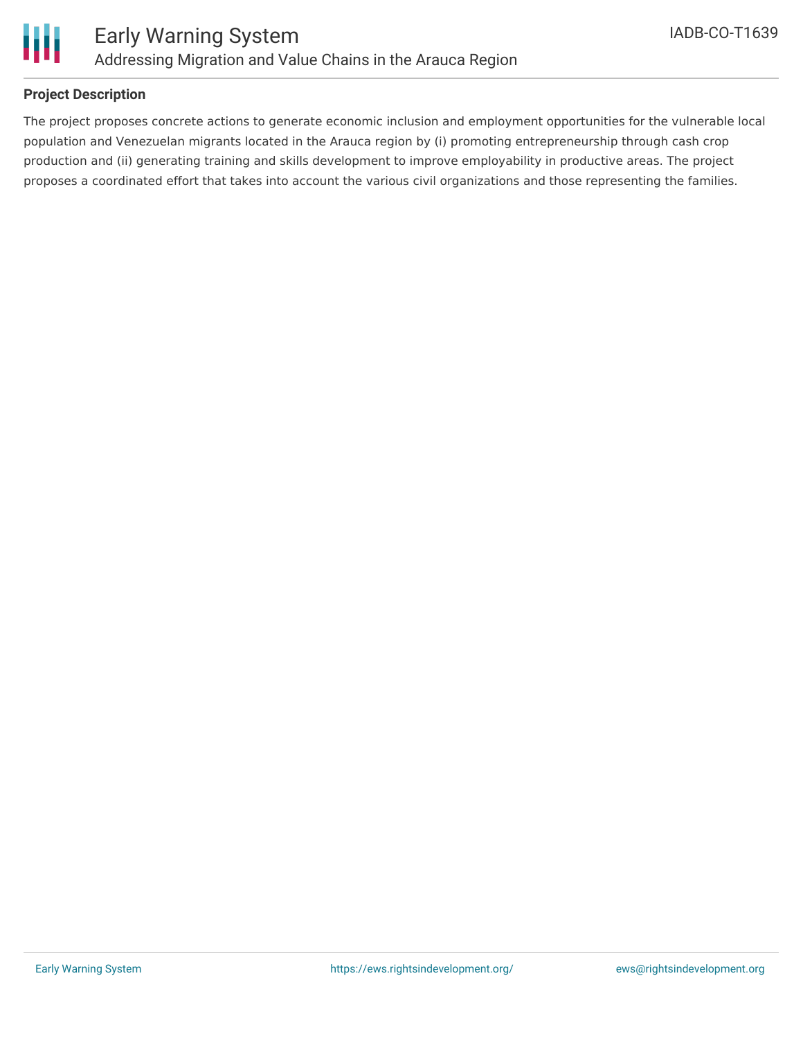## Project Description

The project proposes concrete actions to generate economic inclusion and employment opportunities for the vulnerable local population and Venezuelan migrants located in the Arauca region by (i) promoting entrepreneurship through cash crop production and (ii) generating training and skills development to improve employability in productive areas. The project proposes a coordinated effort that takes into account the various civil organizations and those representing the families.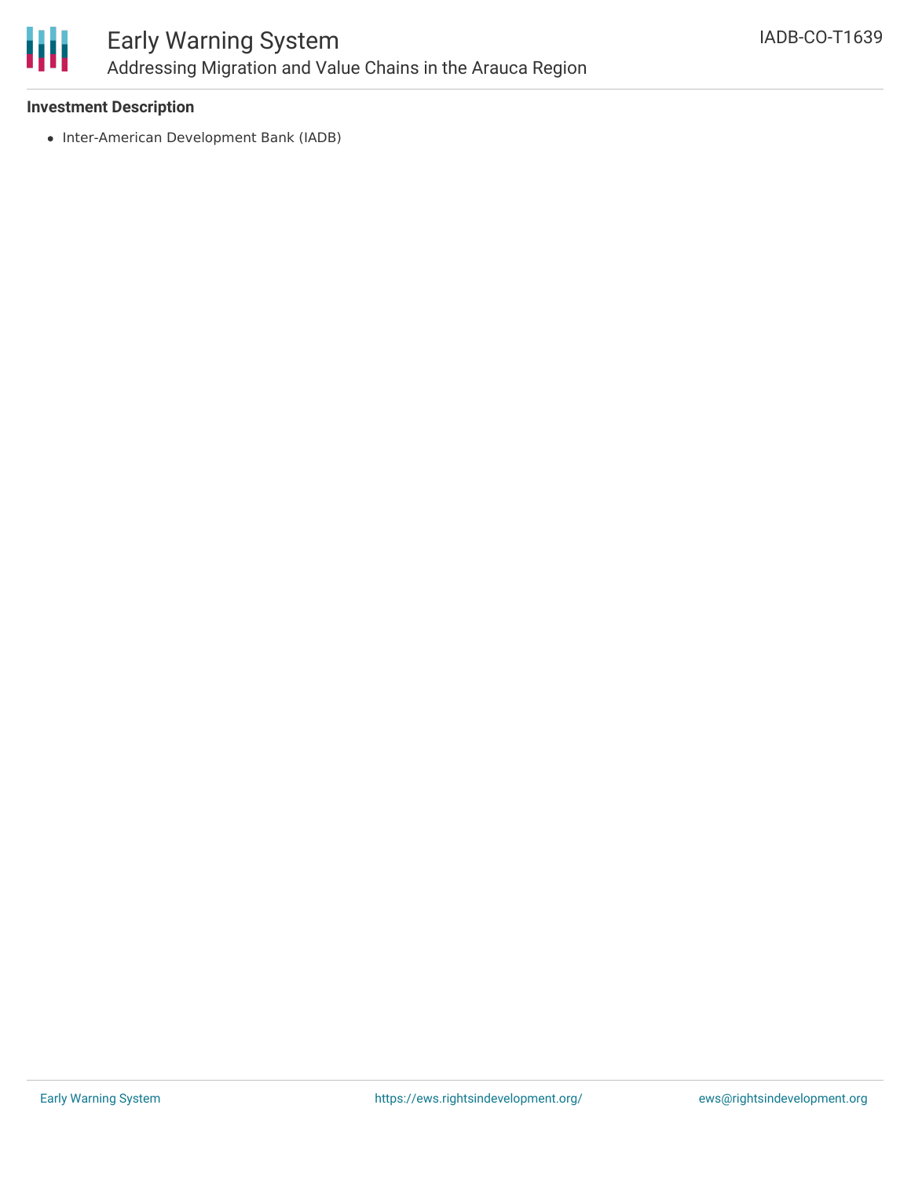**Investment Description**

- Inter-American Development Bank (IADB)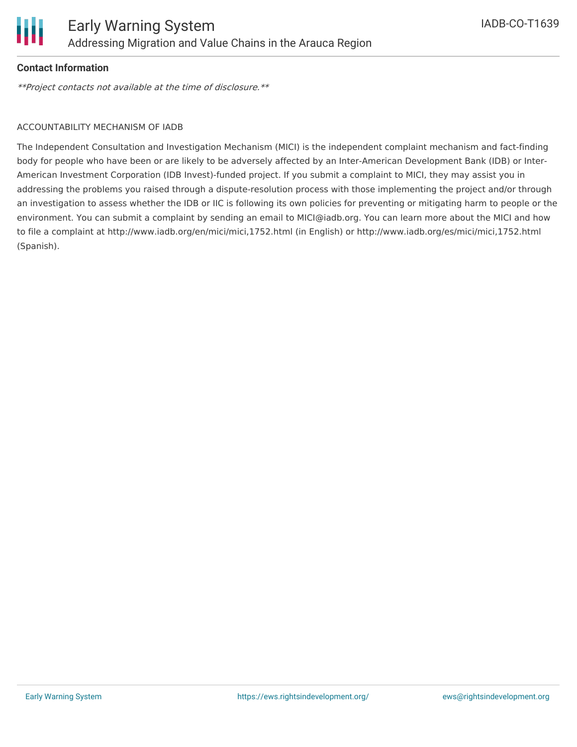**Contact Information**

***Project contacts not available at the time of disclosure.***

ACCOUNTABILITY MECHANISM OF IADB

The Independent Consultation and Investigation Mechanism (MICI) is the independent complaint mechanism and fact-finding body for people who have been or are likely to be adversely affected by an Inter-American Development Bank (IDB) or Inter-American Investment Corporation (IDB Invest)-funded project. If you submit a complaint to MICI, they may assist you in addressing the problems you raised through a dispute-resolution process with those implementing the project and/or through an investigation to assess whether the IDB or IIC is following its own policies for preventing or mitigating harm to people or the environment. You can submit a complaint by sending an email to MICI@iadb.org. You can learn more about the MICI and how to file a complaint at http://www.iadb.org/en/mici/mici,1752.html (in English) or http://www.iadb.org/es/mici/mici,1752.html (Spanish).